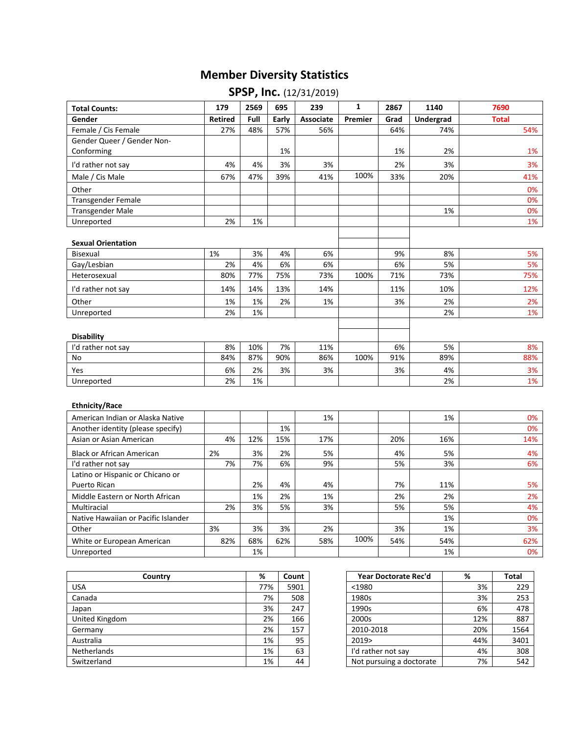# Member Diversity Statistics

## SPSP, Inc. (12/31/2019)

| Total Counts: | 179 | 2569 | 695 | 239 | 1 | 2867 | 1140 | 7690 |
|---|---|---|---|---|---|---|---|---|
| **Gender** | **Retired** | **Full** | **Early** | **Associate** | **Premier** | **Grad** | **Undergrad** | **Total** |
| Female / Cis Female | 27% | 48% | 57% | 56% | | 64% | 74% | 54% |
| Gender Queer / Gender Non-Conforming | | | 1% | | | 1% | 2% | 1% |
| I'd rather not say | 4% | 4% | 3% | 3% | | 2% | 3% | 3% |
| Male / Cis Male | 67% | 47% | 39% | 41% | 100% | 33% | 20% | 41% |
| Other | | | | | | | | 0% |
| Transgender Female | | | | | | | | 0% |
| Transgender Male | | | | | | | 1% | 0% |
| Unreported | 2% | 1% | | | | | | 1% |
| **Sexual Orientation** | | | | | | | | |
| Bisexual | 1% | 3% | 4% | 6% | | 9% | 8% | 5% |
| Gay/Lesbian | 2% | 4% | 6% | 6% | | 6% | 5% | 5% |
| Heterosexual | 80% | 77% | 75% | 73% | 100% | 71% | 73% | 75% |
| I'd rather not say | 14% | 14% | 13% | 14% | | 11% | 10% | 12% |
| Other | 1% | 1% | 2% | 1% | | 3% | 2% | 2% |
| Unreported | 2% | 1% | | | | | 2% | 1% |
| **Disability** | | | | | | | | |
| I'd rather not say | 8% | 10% | 7% | 11% | | 6% | 5% | 8% |
| No | 84% | 87% | 90% | 86% | 100% | 91% | 89% | 88% |
| Yes | 6% | 2% | 3% | 3% | | 3% | 4% | 3% |
| Unreported | 2% | 1% | | | | | 2% | 1% |
| **Ethnicity/Race** | | | | | | | | |
| American Indian or Alaska Native | | | | 1% | | | 1% | 0% |
| Another identity (please specify) | | | 1% | | | | | 0% |
| Asian or Asian American | 4% | 12% | 15% | 17% | | 20% | 16% | 14% |
| Black or African American | 2% | 3% | 2% | 5% | | 4% | 5% | 4% |
| I'd rather not say | 7% | 7% | 6% | 9% | | 5% | 3% | 6% |
| Latino or Hispanic or Chicano or Puerto Rican | | 2% | 4% | 4% | | 7% | 11% | 5% |
| Middle Eastern or North African | | 1% | 2% | 1% | | 2% | 2% | 2% |
| Multiracial | 2% | 3% | 5% | 3% | | 5% | 5% | 4% |
| Native Hawaiian or Pacific Islander | | | | | | | 1% | 0% |
| Other | 3% | 3% | 3% | 2% | | 3% | 1% | 3% |
| White or European American | 82% | 68% | 62% | 58% | 100% | 54% | 54% | 62% |
| Unreported | | 1% | | | | | 1% | 0% |

| Country | % | Count |
|---|---|---|
| USA | 77% | 5901 |
| Canada | 7% | 508 |
| Japan | 3% | 247 |
| United Kingdom | 2% | 166 |
| Germany | 2% | 157 |
| Australia | 1% | 95 |
| Netherlands | 1% | 63 |
| Switzerland | 1% | 44 |

| Year Doctorate Rec'd | % | Total |
|---|---|---|
| <1980 | 3% | 229 |
| 1980s | 3% | 253 |
| 1990s | 6% | 478 |
| 2000s | 12% | 887 |
| 2010-2018 | 20% | 1564 |
| 2019> | 44% | 3401 |
| I'd rather not say | 4% | 308 |
| Not pursuing a doctorate | 7% | 542 |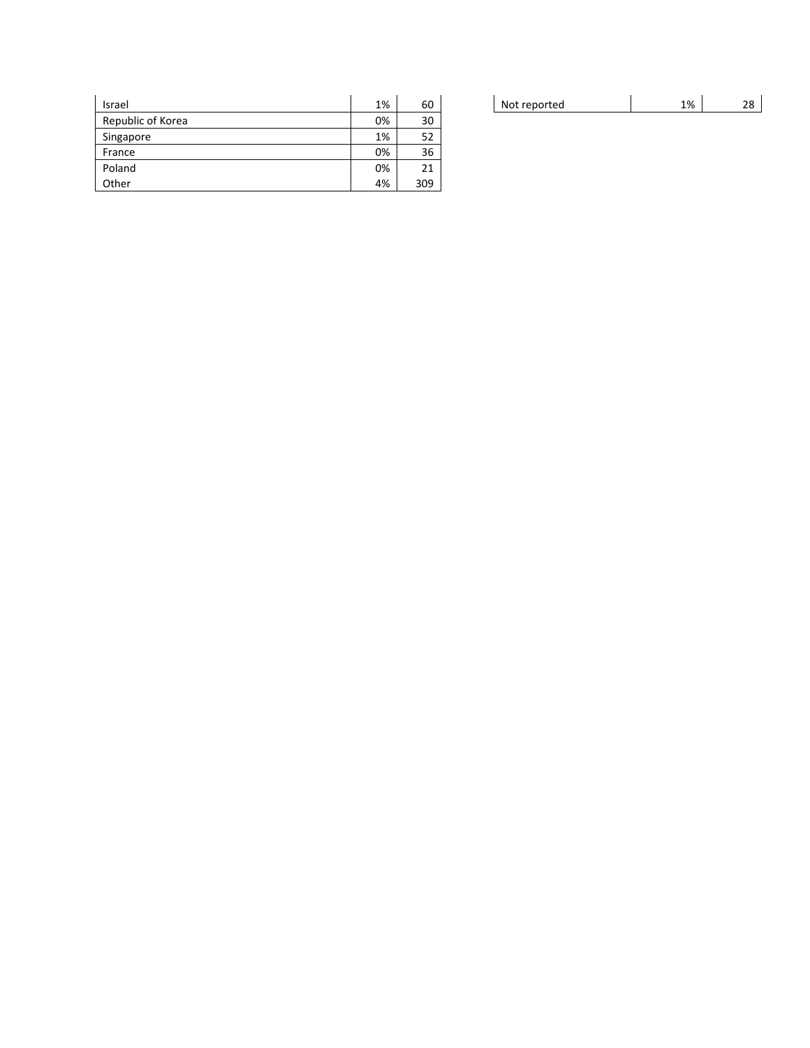| | | |
|---|---|---|
| Israel | 1% | 60 |
| Republic of Korea | 0% | 30 |
| Singapore | 1% | 52 |
| France | 0% | 36 |
| Poland | 0% | 21 |
| Other | 4% | 309 |

| | | |
|---|---|---|
| Not reported | 1% | 28 |